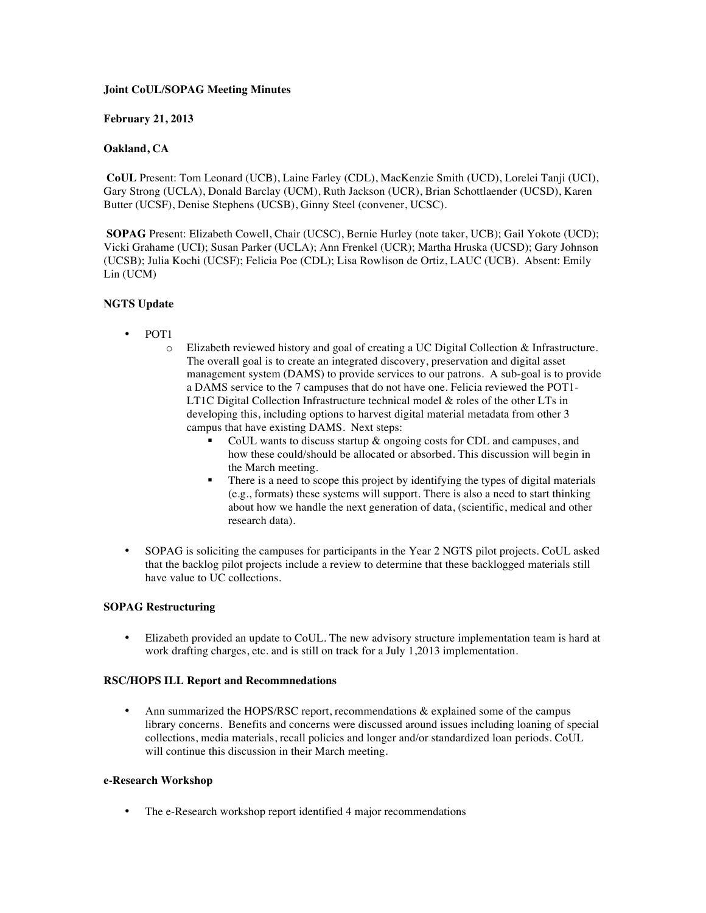**Joint CoUL/SOPAG Meeting Minutes**

**February 21, 2013**

**Oakland, CA**

**CoUL** Present: Tom Leonard (UCB), Laine Farley (CDL), MacKenzie Smith (UCD), Lorelei Tanji (UCI), Gary Strong (UCLA), Donald Barclay (UCM), Ruth Jackson (UCR), Brian Schottlaender (UCSD), Karen Butter (UCSF), Denise Stephens (UCSB), Ginny Steel (convener, UCSC).

**SOPAG** Present: Elizabeth Cowell, Chair (UCSC), Bernie Hurley (note taker, UCB); Gail Yokote (UCD); Vicki Grahame (UCI); Susan Parker (UCLA); Ann Frenkel (UCR); Martha Hruska (UCSD); Gary Johnson (UCSB); Julia Kochi (UCSF); Felicia Poe (CDL); Lisa Rowlison de Ortiz, LAUC (UCB). Absent: Emily Lin (UCM)

**NGTS Update**

- POT1
  - Elizabeth reviewed history and goal of creating a UC Digital Collection & Infrastructure. The overall goal is to create an integrated discovery, preservation and digital asset management system (DAMS) to provide services to our patrons. A sub-goal is to provide a DAMS service to the 7 campuses that do not have one. Felicia reviewed the POT1-LT1C Digital Collection Infrastructure technical model & roles of the other LTs in developing this, including options to harvest digital material metadata from other 3 campus that have existing DAMS. Next steps:
    - CoUL wants to discuss startup & ongoing costs for CDL and campuses, and how these could/should be allocated or absorbed. This discussion will begin in the March meeting.
    - There is a need to scope this project by identifying the types of digital materials (e.g., formats) these systems will support. There is also a need to start thinking about how we handle the next generation of data, (scientific, medical and other research data).
- SOPAG is soliciting the campuses for participants in the Year 2 NGTS pilot projects. CoUL asked that the backlog pilot projects include a review to determine that these backlogged materials still have value to UC collections.

**SOPAG Restructuring**

- Elizabeth provided an update to CoUL. The new advisory structure implementation team is hard at work drafting charges, etc. and is still on track for a July 1,2013 implementation.

**RSC/HOPS ILL Report and Recommnedations**

- Ann summarized the HOPS/RSC report, recommendations & explained some of the campus library concerns. Benefits and concerns were discussed around issues including loaning of special collections, media materials, recall policies and longer and/or standardized loan periods. CoUL will continue this discussion in their March meeting.

**e-Research Workshop**

- The e-Research workshop report identified 4 major recommendations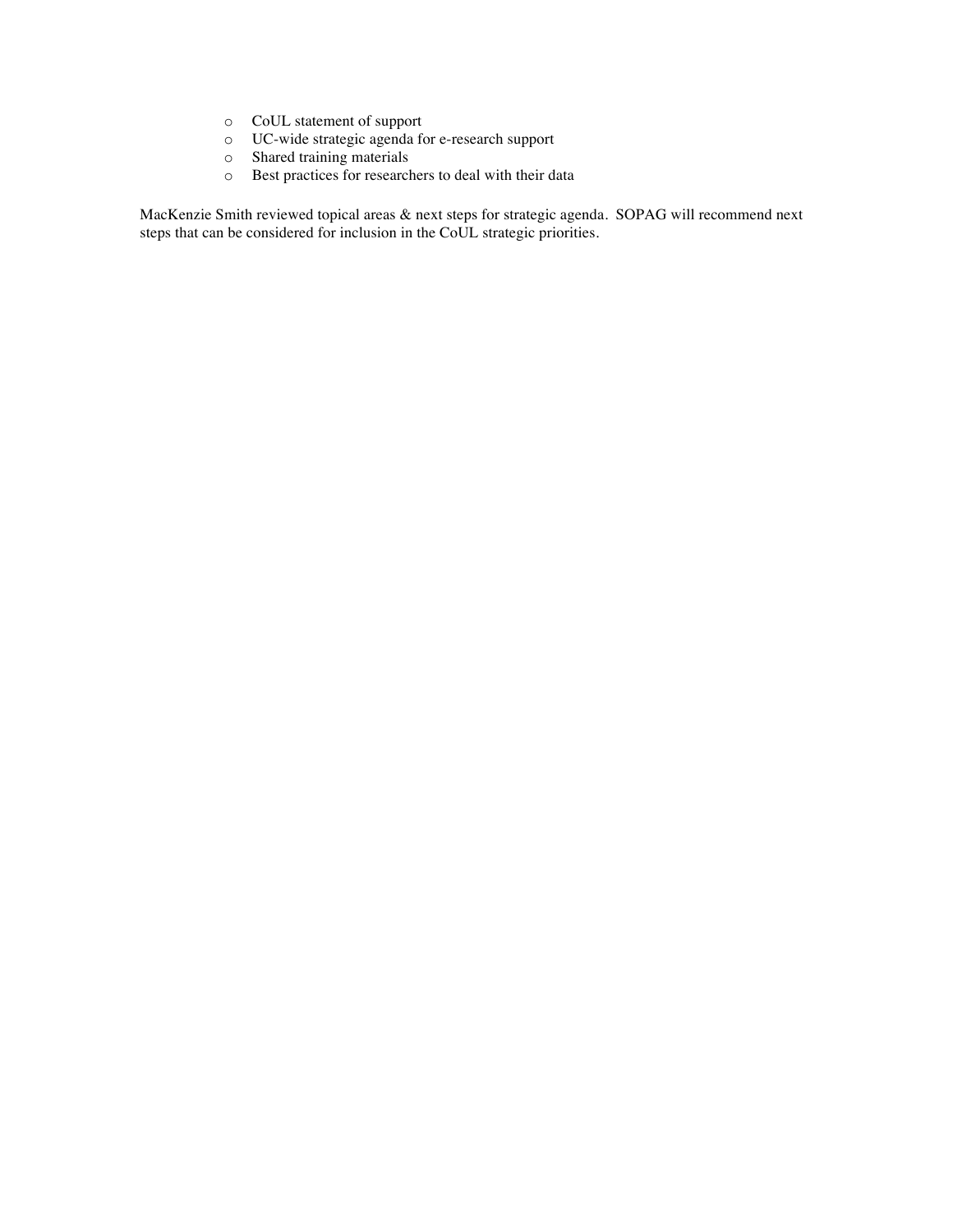- CoUL statement of support
- UC-wide strategic agenda for e-research support
- Shared training materials
- Best practices for researchers to deal with their data

MacKenzie Smith reviewed topical areas & next steps for strategic agenda. SOPAG will recommend next steps that can be considered for inclusion in the CoUL strategic priorities.